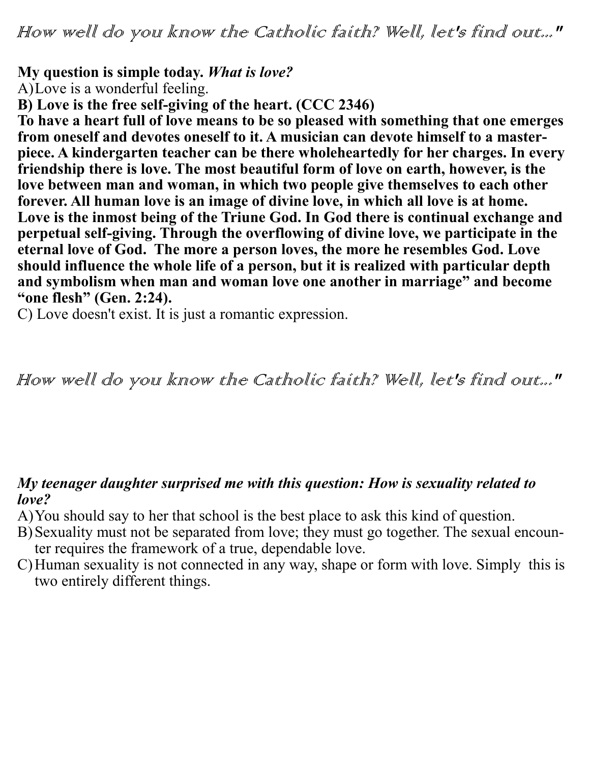*How well do you know the Catholic faith? Well, let's find out..."*

**My question is simple today.** ***What is love?***

A) Love is a wonderful feeling.

**B) Love is the free self-giving of the heart. (CCC 2346)**

**To have a heart full of love means to be so pleased with something that one emerges from oneself and devotes oneself to it. A musician can devote himself to a master-piece. A kindergarten teacher can be there wholeheartedly for her charges. In every friendship there is love. The most beautiful form of love on earth, however, is the love between man and woman, in which two people give themselves to each other forever. All human love is an image of divine love, in which all love is at home. Love is the inmost being of the Triune God. In God there is continual exchange and perpetual self-giving. Through the overflowing of divine love, we participate in the eternal love of God. The more a person loves, the more he resembles God. Love should influence the whole life of a person, but it is realized with particular depth and symbolism when man and woman love one another in marriage" and become "one flesh" (Gen. 2:24).**

C) Love doesn't exist. It is just a romantic expression.

*How well do you know the Catholic faith? Well, let's find out..."*

***My teenager daughter surprised me with this question: How is sexuality related to love?***

A) You should say to her that school is the best place to ask this kind of question.

B) Sexuality must not be separated from love; they must go together. The sexual encounter requires the framework of a true, dependable love.

C) Human sexuality is not connected in any way, shape or form with love. Simply this is two entirely different things.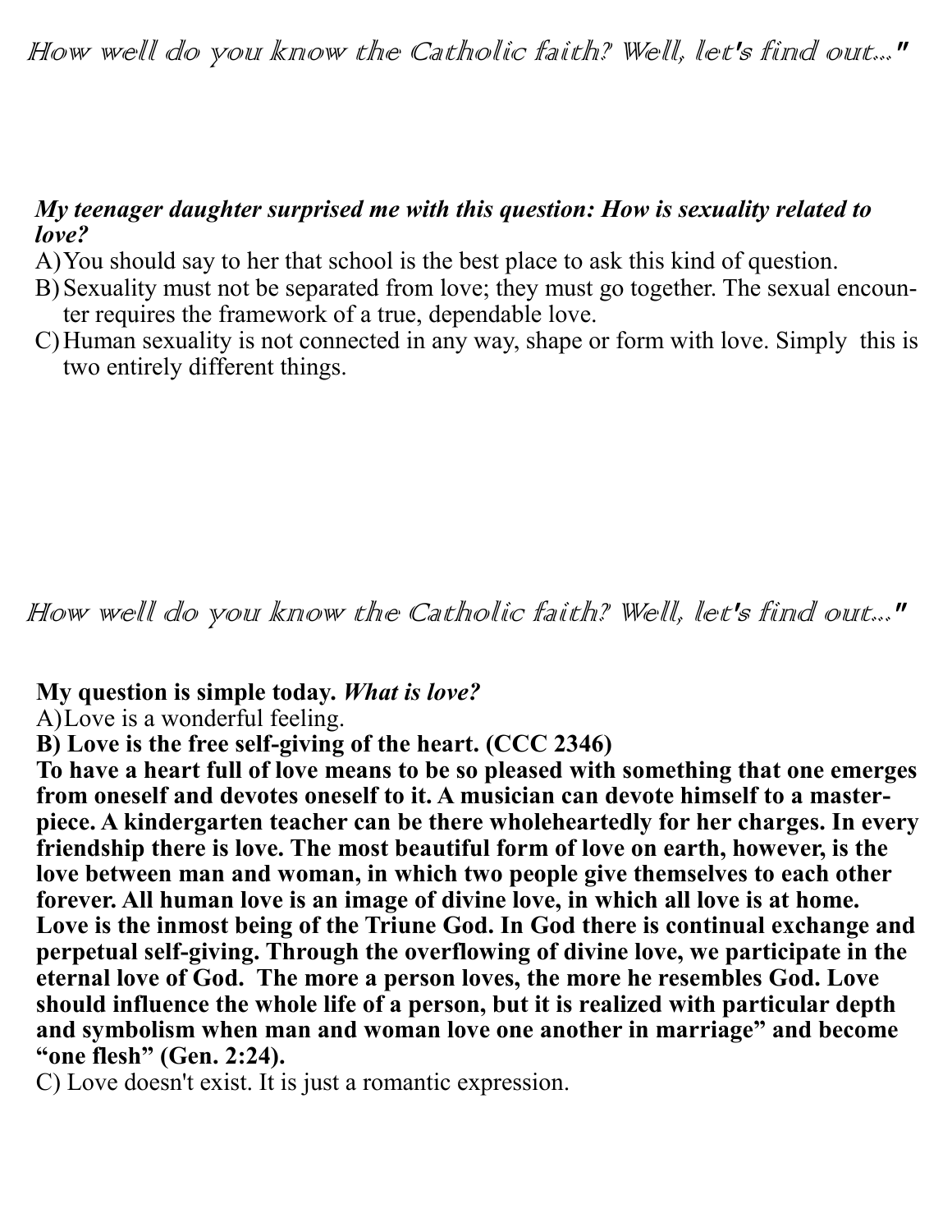*How well do you know the Catholic faith? Well, let's find out..."*

***My teenager daughter surprised me with this question: How is sexuality related to love?***

A) You should say to her that school is the best place to ask this kind of question.

B) Sexuality must not be separated from love; they must go together. The sexual encounter requires the framework of a true, dependable love.

C) Human sexuality is not connected in any way, shape or form with love. Simply this is two entirely different things.

*How well do you know the Catholic faith? Well, let's find out..."*

**My question is simple today.** ***What is love?***

A) Love is a wonderful feeling.

**B) Love is the free self-giving of the heart. (CCC 2346)**

**To have a heart full of love means to be so pleased with something that one emerges from oneself and devotes oneself to it. A musician can devote himself to a masterpiece. A kindergarten teacher can be there wholeheartedly for her charges. In every friendship there is love. The most beautiful form of love on earth, however, is the love between man and woman, in which two people give themselves to each other forever. All human love is an image of divine love, in which all love is at home. Love is the inmost being of the Triune God. In God there is continual exchange and perpetual self-giving. Through the overflowing of divine love, we participate in the eternal love of God. The more a person loves, the more he resembles God. Love should influence the whole life of a person, but it is realized with particular depth and symbolism when man and woman love one another in marriage" and become "one flesh" (Gen. 2:24).**

C) Love doesn't exist. It is just a romantic expression.